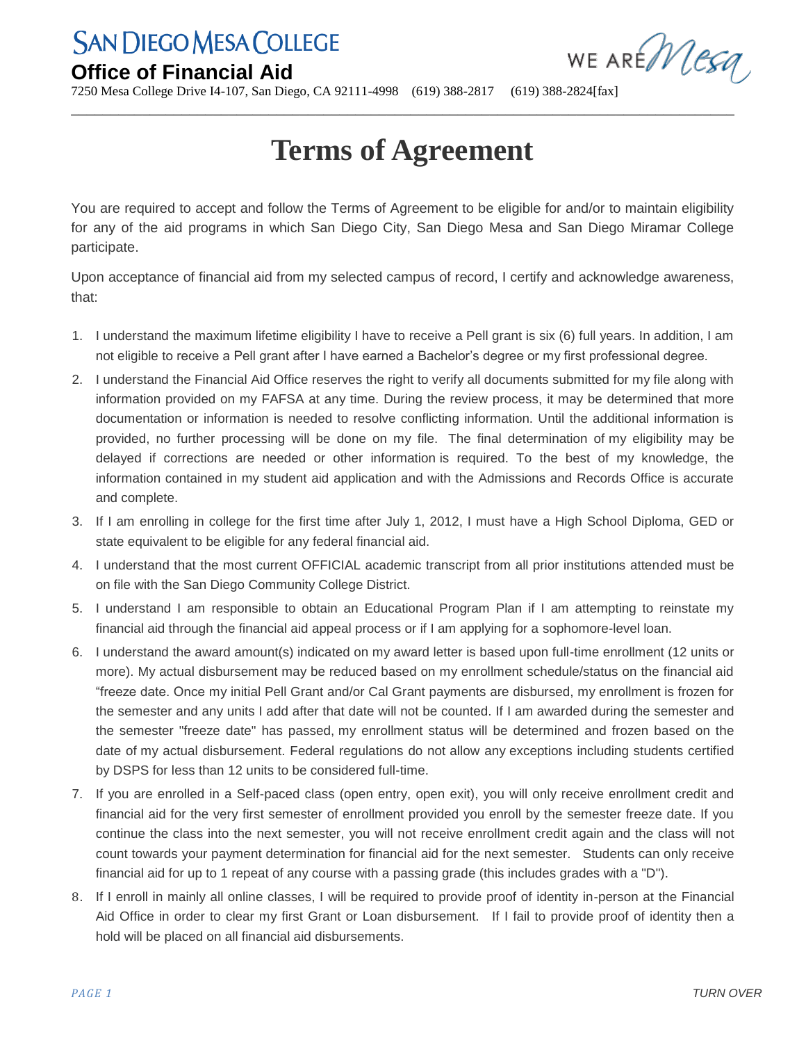# SAN DIEGO MESA COLLEGE

## Office of Financial Aid

7250 Mesa College Drive I4-107, San Diego, CA 92111-4998 (619) 388-2817 (619) 388-2824[fax]

WE ARE Mesa

# Terms of Agreement

You are required to accept and follow the Terms of Agreement to be eligible for and/or to maintain eligibility for any of the aid programs in which San Diego City, San Diego Mesa and San Diego Miramar College participate.

Upon acceptance of financial aid from my selected campus of record, I certify and acknowledge awareness, that:

1. I understand the maximum lifetime eligibility I have to receive a Pell grant is six (6) full years. In addition, I am not eligible to receive a Pell grant after I have earned a Bachelor's degree or my first professional degree.
2. I understand the Financial Aid Office reserves the right to verify all documents submitted for my file along with information provided on my FAFSA at any time. During the review process, it may be determined that more documentation or information is needed to resolve conflicting information. Until the additional information is provided, no further processing will be done on my file. The final determination of my eligibility may be delayed if corrections are needed or other information is required. To the best of my knowledge, the information contained in my student aid application and with the Admissions and Records Office is accurate and complete.
3. If I am enrolling in college for the first time after July 1, 2012, I must have a High School Diploma, GED or state equivalent to be eligible for any federal financial aid.
4. I understand that the most current OFFICIAL academic transcript from all prior institutions attended must be on file with the San Diego Community College District.
5. I understand I am responsible to obtain an Educational Program Plan if I am attempting to reinstate my financial aid through the financial aid appeal process or if I am applying for a sophomore-level loan.
6. I understand the award amount(s) indicated on my award letter is based upon full-time enrollment (12 units or more). My actual disbursement may be reduced based on my enrollment schedule/status on the financial aid "freeze date. Once my initial Pell Grant and/or Cal Grant payments are disbursed, my enrollment is frozen for the semester and any units I add after that date will not be counted. If I am awarded during the semester and the semester "freeze date" has passed, my enrollment status will be determined and frozen based on the date of my actual disbursement. Federal regulations do not allow any exceptions including students certified by DSPS for less than 12 units to be considered full-time.
7. If you are enrolled in a Self-paced class (open entry, open exit), you will only receive enrollment credit and financial aid for the very first semester of enrollment provided you enroll by the semester freeze date. If you continue the class into the next semester, you will not receive enrollment credit again and the class will not count towards your payment determination for financial aid for the next semester. Students can only receive financial aid for up to 1 repeat of any course with a passing grade (this includes grades with a "D").
8. If I enroll in mainly all online classes, I will be required to provide proof of identity in-person at the Financial Aid Office in order to clear my first Grant or Loan disbursement. If I fail to provide proof of identity then a hold will be placed on all financial aid disbursements.

TURN OVER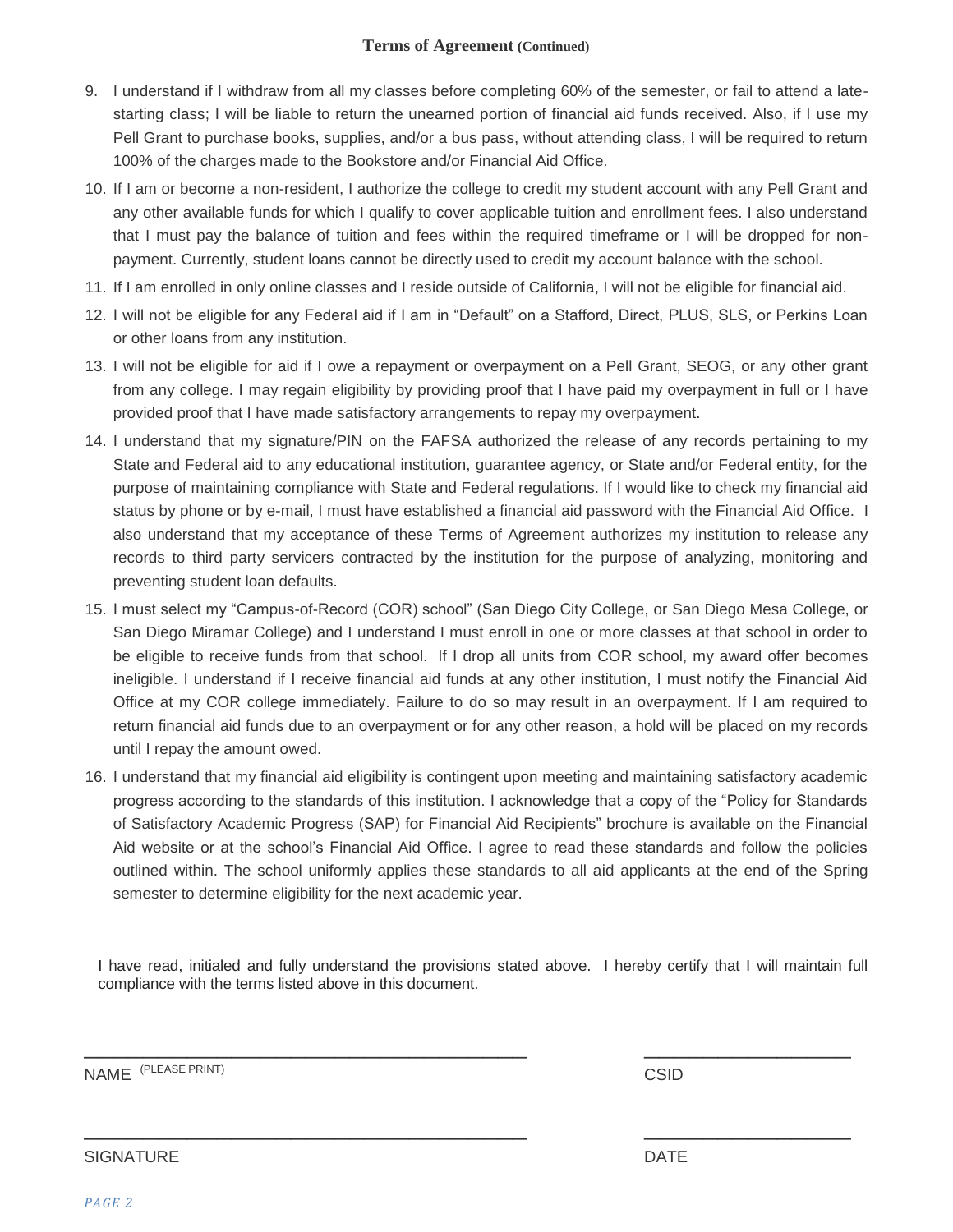## **Terms of Agreement** (Continued)

9. I understand if I withdraw from all my classes before completing 60% of the semester, or fail to attend a late-starting class; I will be liable to return the unearned portion of financial aid funds received. Also, if I use my Pell Grant to purchase books, supplies, and/or a bus pass, without attending class, I will be required to return 100% of the charges made to the Bookstore and/or Financial Aid Office.
10. If I am or become a non-resident, I authorize the college to credit my student account with any Pell Grant and any other available funds for which I qualify to cover applicable tuition and enrollment fees. I also understand that I must pay the balance of tuition and fees within the required timeframe or I will be dropped for non-payment. Currently, student loans cannot be directly used to credit my account balance with the school.
11. If I am enrolled in only online classes and I reside outside of California, I will not be eligible for financial aid.
12. I will not be eligible for any Federal aid if I am in "Default" on a Stafford, Direct, PLUS, SLS, or Perkins Loan or other loans from any institution.
13. I will not be eligible for aid if I owe a repayment or overpayment on a Pell Grant, SEOG, or any other grant from any college. I may regain eligibility by providing proof that I have paid my overpayment in full or I have provided proof that I have made satisfactory arrangements to repay my overpayment.
14. I understand that my signature/PIN on the FAFSA authorized the release of any records pertaining to my State and Federal aid to any educational institution, guarantee agency, or State and/or Federal entity, for the purpose of maintaining compliance with State and Federal regulations. If I would like to check my financial aid status by phone or by e-mail, I must have established a financial aid password with the Financial Aid Office. I also understand that my acceptance of these Terms of Agreement authorizes my institution to release any records to third party servicers contracted by the institution for the purpose of analyzing, monitoring and preventing student loan defaults.
15. I must select my "Campus-of-Record (COR) school" (San Diego City College, or San Diego Mesa College, or San Diego Miramar College) and I understand I must enroll in one or more classes at that school in order to be eligible to receive funds from that school. If I drop all units from COR school, my award offer becomes ineligible. I understand if I receive financial aid funds at any other institution, I must notify the Financial Aid Office at my COR college immediately. Failure to do so may result in an overpayment. If I am required to return financial aid funds due to an overpayment or for any other reason, a hold will be placed on my records until I repay the amount owed.
16. I understand that my financial aid eligibility is contingent upon meeting and maintaining satisfactory academic progress according to the standards of this institution. I acknowledge that a copy of the "Policy for Standards of Satisfactory Academic Progress (SAP) for Financial Aid Recipients" brochure is available on the Financial Aid website or at the school's Financial Aid Office. I agree to read these standards and follow the policies outlined within. The school uniformly applies these standards to all aid applicants at the end of the Spring semester to determine eligibility for the next academic year.

I have read, initialed and fully understand the provisions stated above. I hereby certify that I will maintain full compliance with the terms listed above in this document.

______________________________________________ ______________________

NAME (PLEASE PRINT) CSID

______________________________________________ ______________________

SIGNATURE DATE